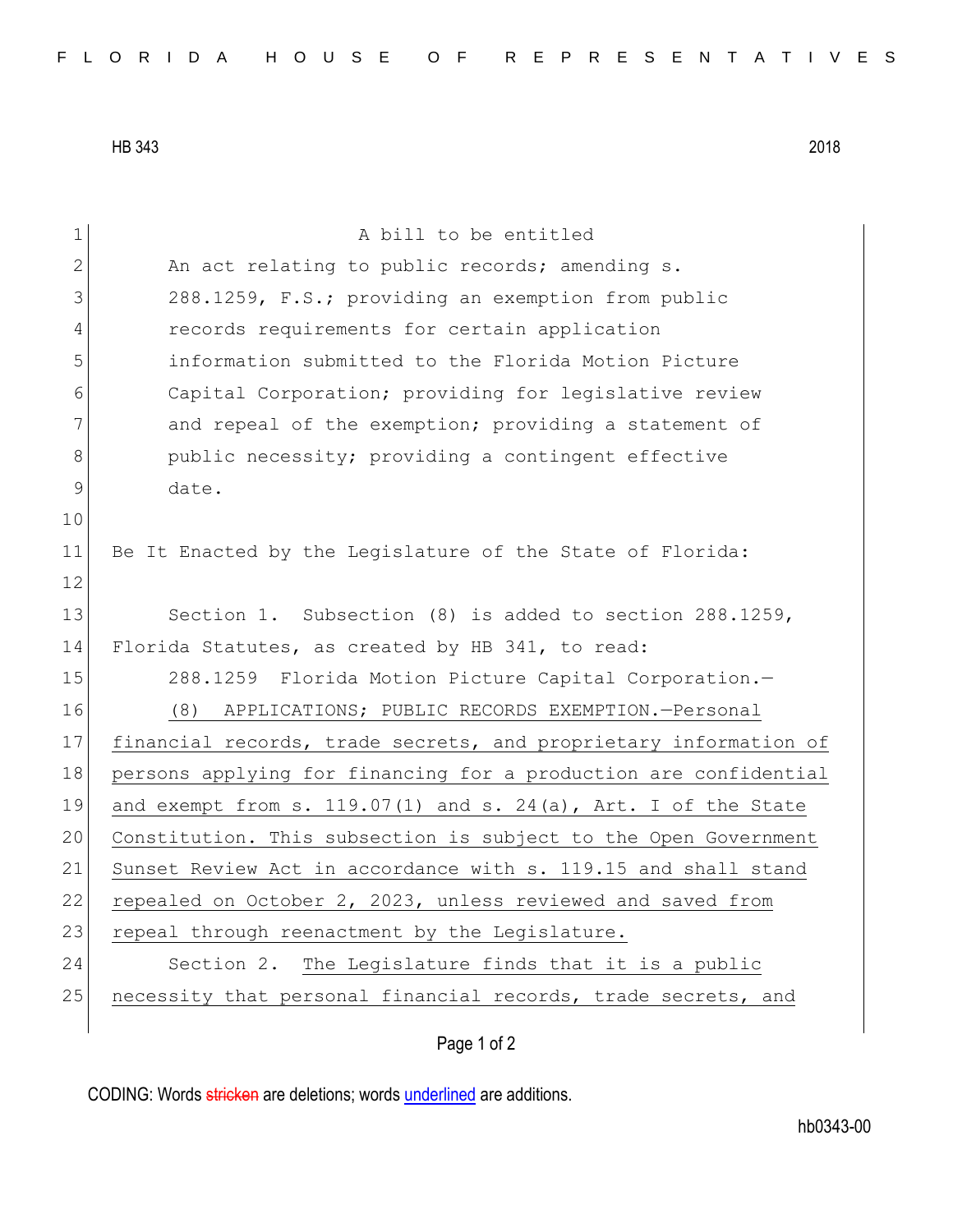HB 343 2018

A bill to be entitled

An act relating to public records; amending s. 288.1259, F.S.; providing an exemption from public records requirements for certain application information submitted to the Florida Motion Picture Capital Corporation; providing for legislative review and repeal of the exemption; providing a statement of public necessity; providing a contingent effective date.

Be It Enacted by the Legislature of the State of Florida:

Section 1. Subsection (8) is added to section 288.1259, Florida Statutes, as created by HB 341, to read:

288.1259 Florida Motion Picture Capital Corporation.—

(8) APPLICATIONS; PUBLIC RECORDS EXEMPTION.—Personal financial records, trade secrets, and proprietary information of persons applying for financing for a production are confidential and exempt from s. 119.07(1) and s. 24(a), Art. I of the State Constitution. This subsection is subject to the Open Government Sunset Review Act in accordance with s. 119.15 and shall stand repealed on October 2, 2023, unless reviewed and saved from repeal through reenactment by the Legislature.

Section 2. The Legislature finds that it is a public necessity that personal financial records, trade secrets, and

CODING: Words stricken are deletions; words underlined are additions.

hb0343-00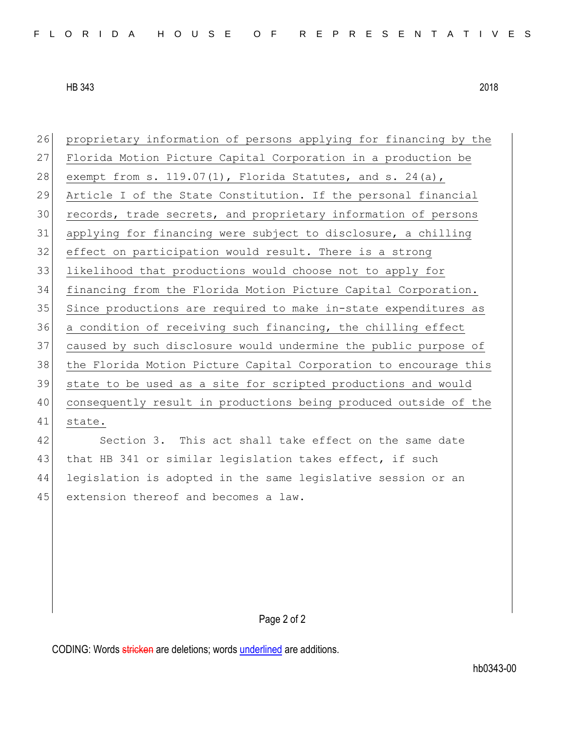proprietary information of persons applying for financing by the Florida Motion Picture Capital Corporation in a production be exempt from s. 119.07(1), Florida Statutes, and s. 24(a), Article I of the State Constitution. If the personal financial records, trade secrets, and proprietary information of persons applying for financing were subject to disclosure, a chilling effect on participation would result. There is a strong likelihood that productions would choose not to apply for financing from the Florida Motion Picture Capital Corporation. Since productions are required to make in-state expenditures as a condition of receiving such financing, the chilling effect caused by such disclosure would undermine the public purpose of the Florida Motion Picture Capital Corporation to encourage this state to be used as a site for scripted productions and would consequently result in productions being produced outside of the state.

Section 3. This act shall take effect on the same date that HB 341 or similar legislation takes effect, if such legislation is adopted in the same legislative session or an extension thereof and becomes a law.